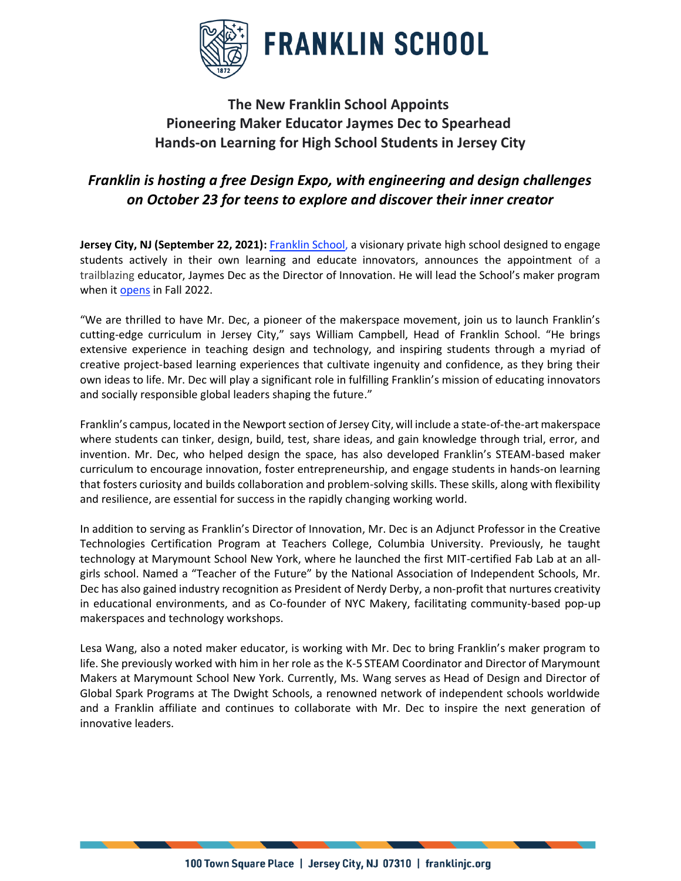# FRANKLIN SCHOOL

## The New Franklin School Appoints Pioneering Maker Educator Jaymes Dec to Spearhead Hands-on Learning for High School Students in Jersey City

### *Franklin is hosting a free Design Expo, with engineering and design challenges on October 23 for teens to explore and discover their inner creator*

**Jersey City, NJ (September 22, 2021):** Franklin School, a visionary private high school designed to engage students actively in their own learning and educate innovators, announces the appointment of a trailblazing educator, Jaymes Dec as the Director of Innovation. He will lead the School's maker program when it opens in Fall 2022.

"We are thrilled to have Mr. Dec, a pioneer of the makerspace movement, join us to launch Franklin's cutting-edge curriculum in Jersey City," says William Campbell, Head of Franklin School. "He brings extensive experience in teaching design and technology, and inspiring students through a myriad of creative project-based learning experiences that cultivate ingenuity and confidence, as they bring their own ideas to life. Mr. Dec will play a significant role in fulfilling Franklin's mission of educating innovators and socially responsible global leaders shaping the future."

Franklin's campus, located in the Newport section of Jersey City, will include a state-of-the-art makerspace where students can tinker, design, build, test, share ideas, and gain knowledge through trial, error, and invention. Mr. Dec, who helped design the space, has also developed Franklin's STEAM-based maker curriculum to encourage innovation, foster entrepreneurship, and engage students in hands-on learning that fosters curiosity and builds collaboration and problem-solving skills. These skills, along with flexibility and resilience, are essential for success in the rapidly changing working world.

In addition to serving as Franklin's Director of Innovation, Mr. Dec is an Adjunct Professor in the Creative Technologies Certification Program at Teachers College, Columbia University. Previously, he taught technology at Marymount School New York, where he launched the first MIT-certified Fab Lab at an all-girls school. Named a "Teacher of the Future" by the National Association of Independent Schools, Mr. Dec has also gained industry recognition as President of Nerdy Derby, a non-profit that nurtures creativity in educational environments, and as Co-founder of NYC Makery, facilitating community-based pop-up makerspaces and technology workshops.

Lesa Wang, also a noted maker educator, is working with Mr. Dec to bring Franklin's maker program to life. She previously worked with him in her role as the K-5 STEAM Coordinator and Director of Marymount Makers at Marymount School New York. Currently, Ms. Wang serves as Head of Design and Director of Global Spark Programs at The Dwight Schools, a renowned network of independent schools worldwide and a Franklin affiliate and continues to collaborate with Mr. Dec to inspire the next generation of innovative leaders.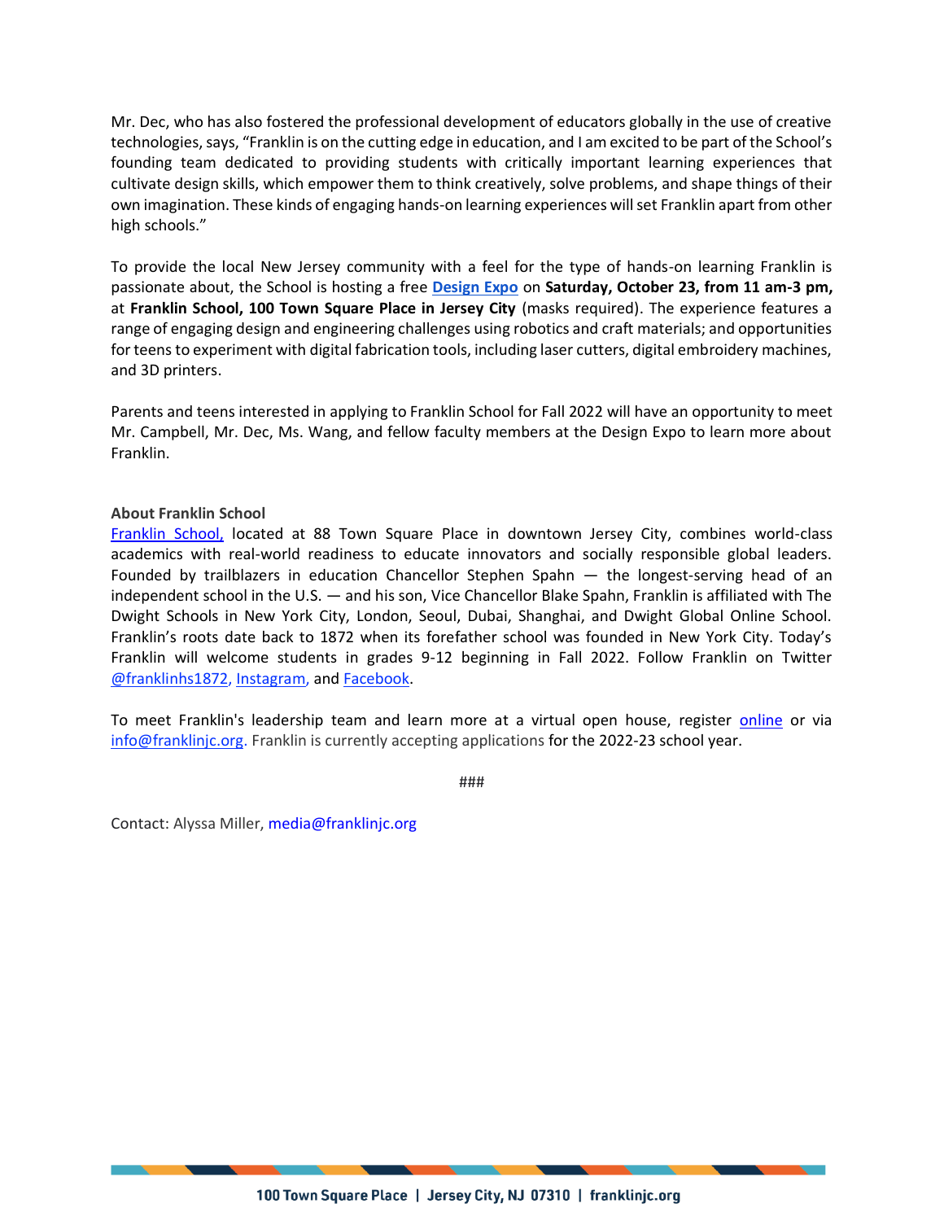Mr. Dec, who has also fostered the professional development of educators globally in the use of creative technologies, says, “Franklin is on the cutting edge in education, and I am excited to be part of the School’s founding team dedicated to providing students with critically important learning experiences that cultivate design skills, which empower them to think creatively, solve problems, and shape things of their own imagination. These kinds of engaging hands-on learning experiences will set Franklin apart from other high schools.”

To provide the local New Jersey community with a feel for the type of hands-on learning Franklin is passionate about, the School is hosting a free **Design Expo** on **Saturday, October 23, from 11 am-3 pm,** at **Franklin School, 100 Town Square Place in Jersey City** (masks required). The experience features a range of engaging design and engineering challenges using robotics and craft materials; and opportunities for teens to experiment with digital fabrication tools, including laser cutters, digital embroidery machines, and 3D printers.

Parents and teens interested in applying to Franklin School for Fall 2022 will have an opportunity to meet Mr. Campbell, Mr. Dec, Ms. Wang, and fellow faculty members at the Design Expo to learn more about Franklin.

**About Franklin School**
Franklin School, located at 88 Town Square Place in downtown Jersey City, combines world-class academics with real-world readiness to educate innovators and socially responsible global leaders. Founded by trailblazers in education Chancellor Stephen Spahn — the longest-serving head of an independent school in the U.S. — and his son, Vice Chancellor Blake Spahn, Franklin is affiliated with The Dwight Schools in New York City, London, Seoul, Dubai, Shanghai, and Dwight Global Online School. Franklin’s roots date back to 1872 when its forefather school was founded in New York City. Today’s Franklin will welcome students in grades 9-12 beginning in Fall 2022. Follow Franklin on Twitter @franklinhs1872, Instagram, and Facebook.

To meet Franklin's leadership team and learn more at a virtual open house, register online or via info@franklinjc.org. Franklin is currently accepting applications for the 2022-23 school year.

###

Contact: Alyssa Miller, media@franklinjc.org